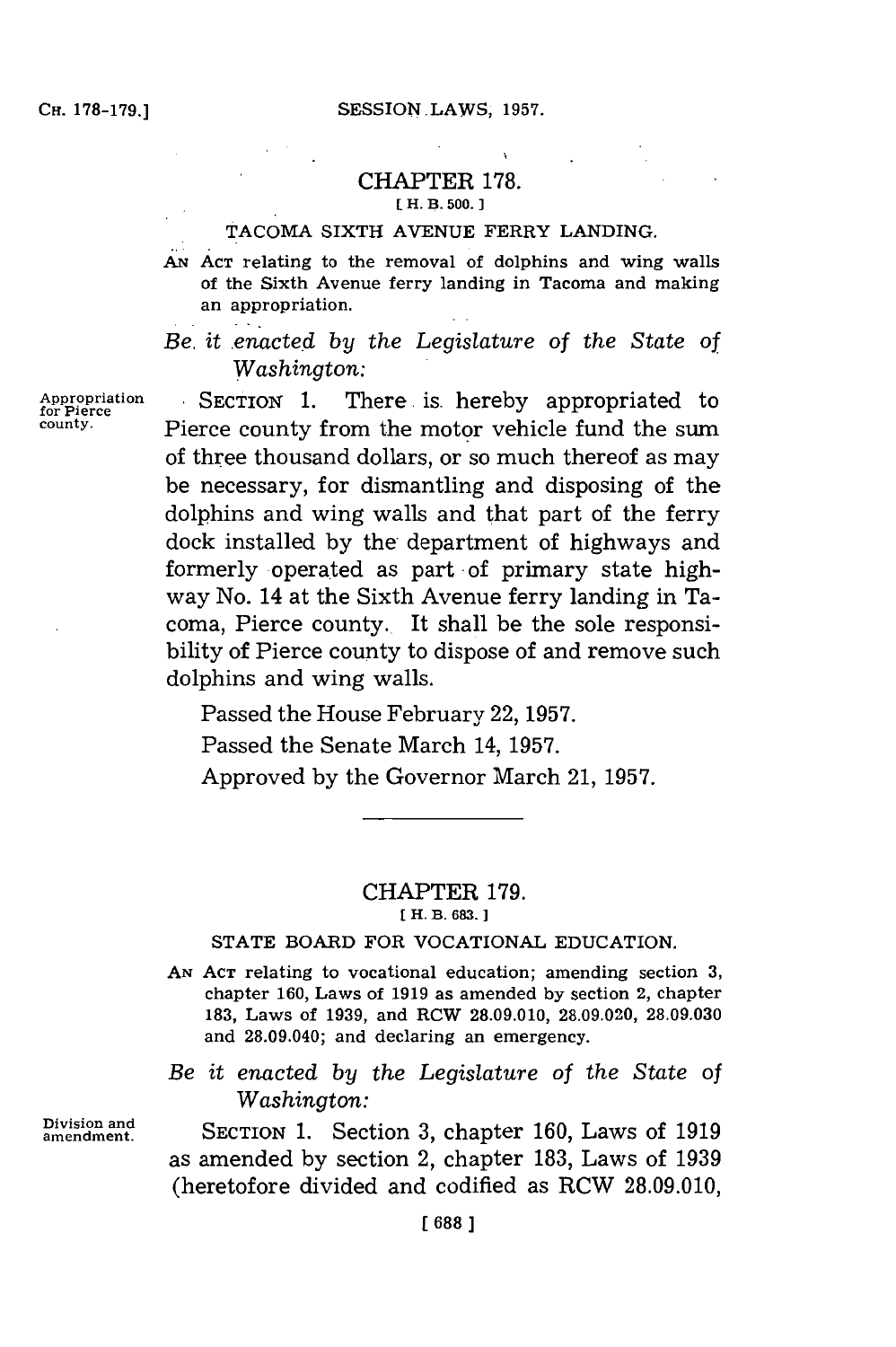## CHAPTER 178.

[ H. B. 500. ]

### TACOMA SIXTH AVENUE FERRY LANDING.

AN ACT relating to the removal of dolphins and wing walls of the Sixth Avenue ferry landing in Tacoma and making an appropriation.

*Be it enacted by the Legislature of the State of Washington:*

Appropriation for Pierce county.

SECTION 1. There is hereby appropriated to Pierce county from the motor vehicle fund the sum of three thousand dollars, or so much thereof as may be necessary, for dismantling and disposing of the dolphins and wing walls and that part of the ferry dock installed by the department of highways and formerly operated as part of primary state highway No. 14 at the Sixth Avenue ferry landing in Tacoma, Pierce county. It shall be the sole responsibility of Pierce county to dispose of and remove such dolphins and wing walls.

Passed the House February 22, 1957.

Passed the Senate March 14, 1957.

Approved by the Governor March 21, 1957.

---

## CHAPTER 179.

[ H. B. 683. ]

### STATE BOARD FOR VOCATIONAL EDUCATION.

AN ACT relating to vocational education; amending section 3, chapter 160, Laws of 1919 as amended by section 2, chapter 183, Laws of 1939, and RCW 28.09.010, 28.09.020, 28.09.030 and 28.09.040; and declaring an emergency.

*Be it enacted by the Legislature of the State of Washington:*

Division and amendment.

SECTION 1. Section 3, chapter 160, Laws of 1919 as amended by section 2, chapter 183, Laws of 1939 (heretofore divided and codified as RCW 28.09.010,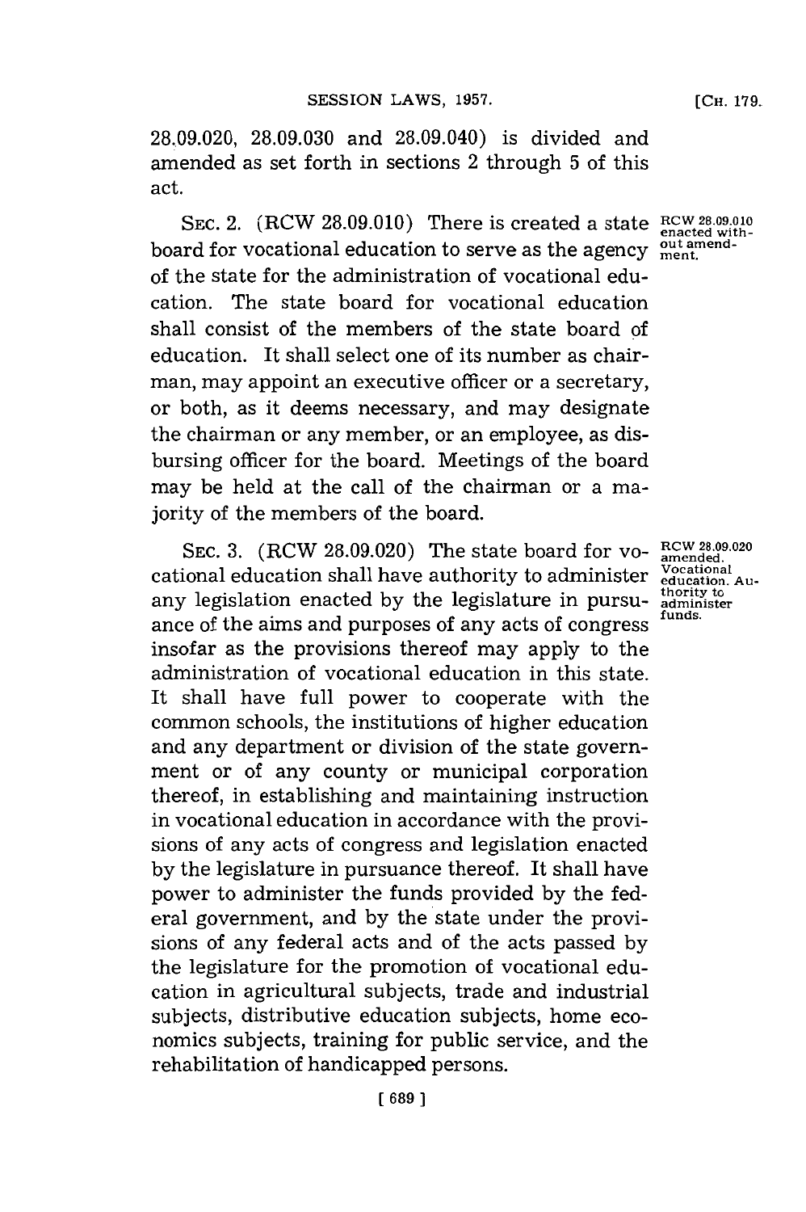28.09.020, 28.09.030 and 28.09.040) is divided and amended as set forth in sections 2 through 5 of this act.

SEC. 2. (RCW 28.09.010) There is created a state board for vocational education to serve as the agency of the state for the administration of vocational education. The state board for vocational education shall consist of the members of the state board of education. It shall select one of its number as chairman, may appoint an executive officer or a secretary, or both, as it deems necessary, and may designate the chairman or any member, or an employee, as disbursing officer for the board. Meetings of the board may be held at the call of the chairman or a majority of the members of the board.

RCW 28.09.010 enacted without amendment.

SEC. 3. (RCW 28.09.020) The state board for vocational education shall have authority to administer any legislation enacted by the legislature in pursuance of the aims and purposes of any acts of congress insofar as the provisions thereof may apply to the administration of vocational education in this state. It shall have full power to cooperate with the common schools, the institutions of higher education and any department or division of the state government or of any county or municipal corporation thereof, in establishing and maintaining instruction in vocational education in accordance with the provisions of any acts of congress and legislation enacted by the legislature in pursuance thereof. It shall have power to administer the funds provided by the federal government, and by the state under the provisions of any federal acts and of the acts passed by the legislature for the promotion of vocational education in agricultural subjects, trade and industrial subjects, distributive education subjects, home economics subjects, training for public service, and the rehabilitation of handicapped persons.

RCW 28.09.020 amended. Vocational education. Authority to administer funds.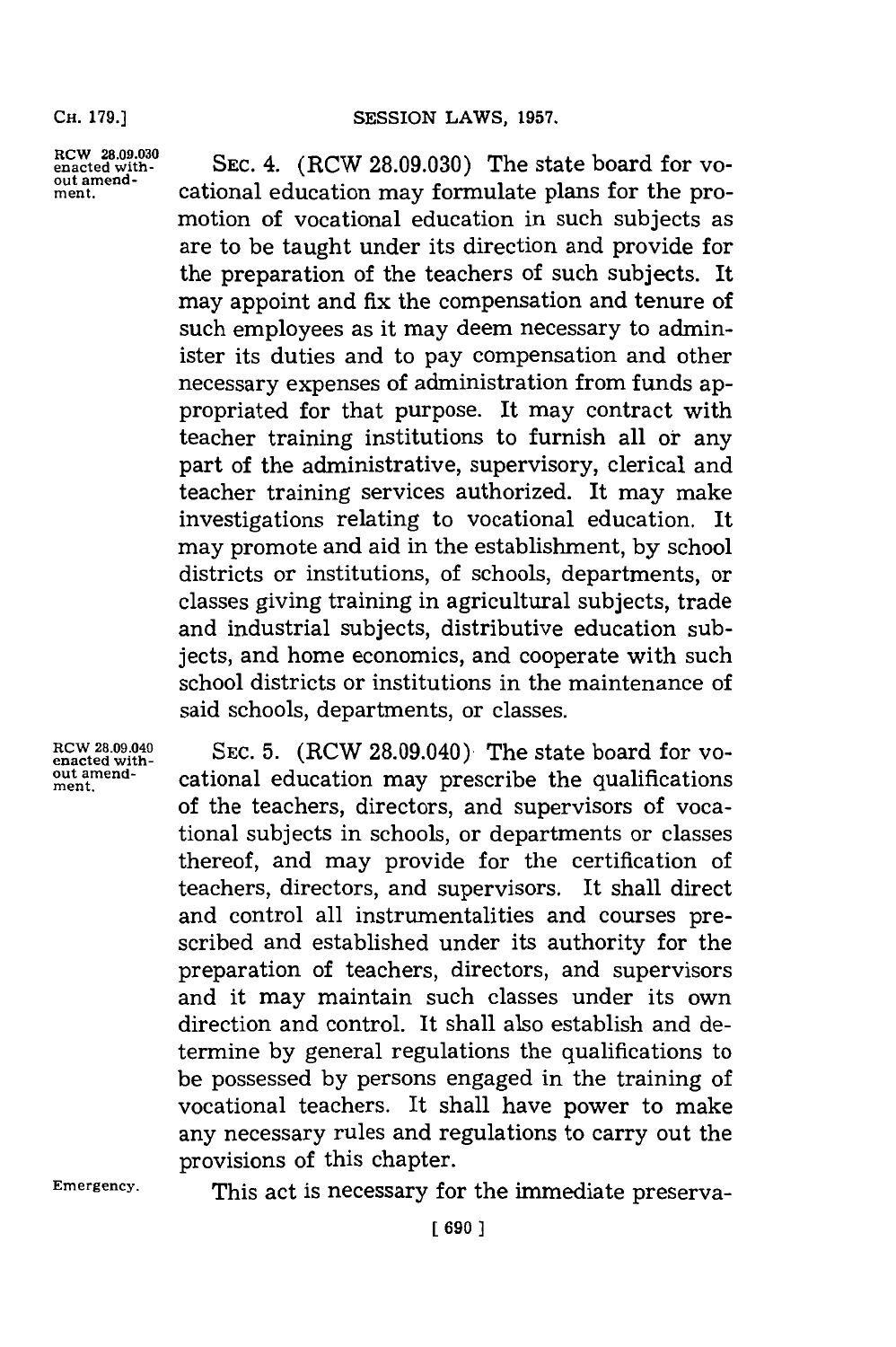RCW 28.09.030 enacted without amendment.

SEC. 4. (RCW 28.09.030) The state board for vocational education may formulate plans for the promotion of vocational education in such subjects as are to be taught under its direction and provide for the preparation of the teachers of such subjects. It may appoint and fix the compensation and tenure of such employees as it may deem necessary to administer its duties and to pay compensation and other necessary expenses of administration from funds appropriated for that purpose. It may contract with teacher training institutions to furnish all or any part of the administrative, supervisory, clerical and teacher training services authorized. It may make investigations relating to vocational education. It may promote and aid in the establishment, by school districts or institutions, of schools, departments, or classes giving training in agricultural subjects, trade and industrial subjects, distributive education subjects, and home economics, and cooperate with such school districts or institutions in the maintenance of said schools, departments, or classes.

RCW 28.09.040 enacted without amendment.

SEC. 5. (RCW 28.09.040) The state board for vocational education may prescribe the qualifications of the teachers, directors, and supervisors of vocational subjects in schools, or departments or classes thereof, and may provide for the certification of teachers, directors, and supervisors. It shall direct and control all instrumentalities and courses prescribed and established under its authority for the preparation of teachers, directors, and supervisors and it may maintain such classes under its own direction and control. It shall also establish and determine by general regulations the qualifications to be possessed by persons engaged in the training of vocational teachers. It shall have power to make any necessary rules and regulations to carry out the provisions of this chapter.

Emergency.

This act is necessary for the immediate preserva-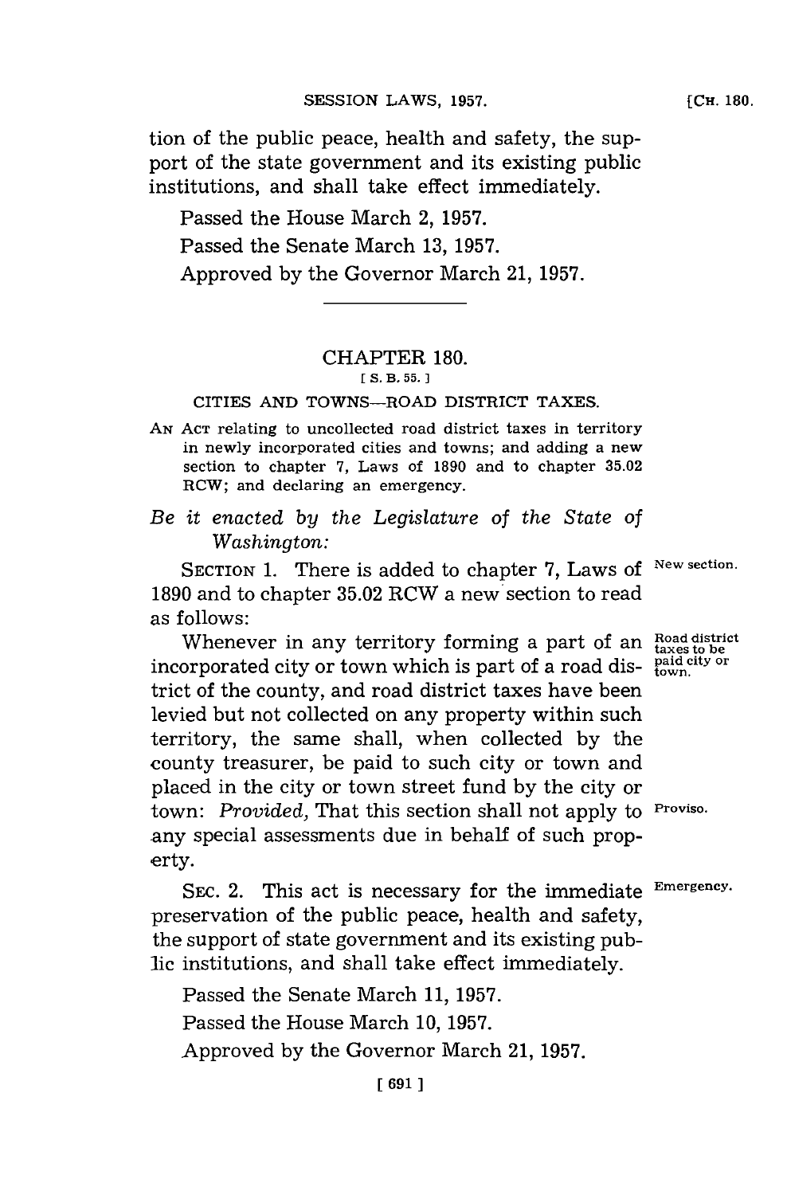tion of the public peace, health and safety, the support of the state government and its existing public institutions, and shall take effect immediately.

Passed the House March 2, 1957.

Passed the Senate March 13, 1957.

Approved by the Governor March 21, 1957.

## CHAPTER 180.

[ S. B. 55. ]

### CITIES AND TOWNS—ROAD DISTRICT TAXES.

AN ACT relating to uncollected road district taxes in territory in newly incorporated cities and towns; and adding a new section to chapter 7, Laws of 1890 and to chapter 35.02 RCW; and declaring an emergency.

*Be it enacted by the Legislature of the State of Washington:*

New section.

SECTION 1. There is added to chapter 7, Laws of 1890 and to chapter 35.02 RCW a new section to read as follows:

Road district taxes to be paid city or town.

Whenever in any territory forming a part of an incorporated city or town which is part of a road district of the county, and road district taxes have been levied but not collected on any property within such territory, the same shall, when collected by the county treasurer, be paid to such city or town and placed in the city or town street fund by the city or town: *Provided,* That this section shall not apply to any special assessments due in behalf of such property.

Proviso.

Emergency.

SEC. 2. This act is necessary for the immediate preservation of the public peace, health and safety, the support of state government and its existing public institutions, and shall take effect immediately.

Passed the Senate March 11, 1957.

Passed the House March 10, 1957.

Approved by the Governor March 21, 1957.